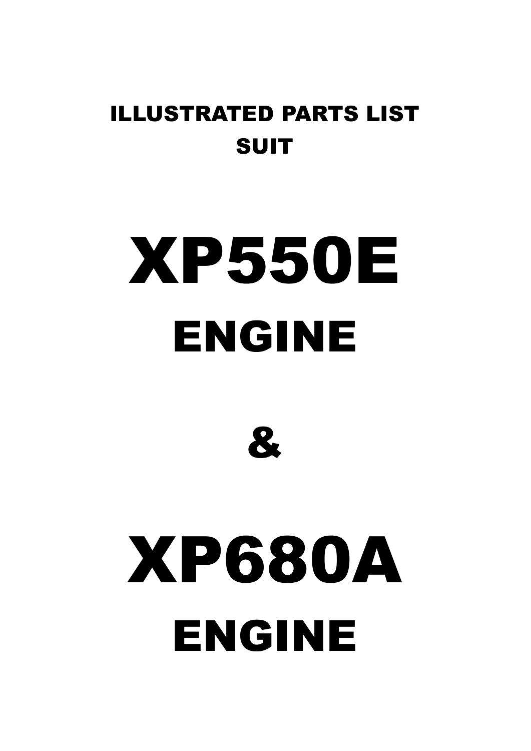ILLUSTRATED PARTS LIST
SUIT

# XP550E
## ENGINE

# &

# XP680A
## ENGINE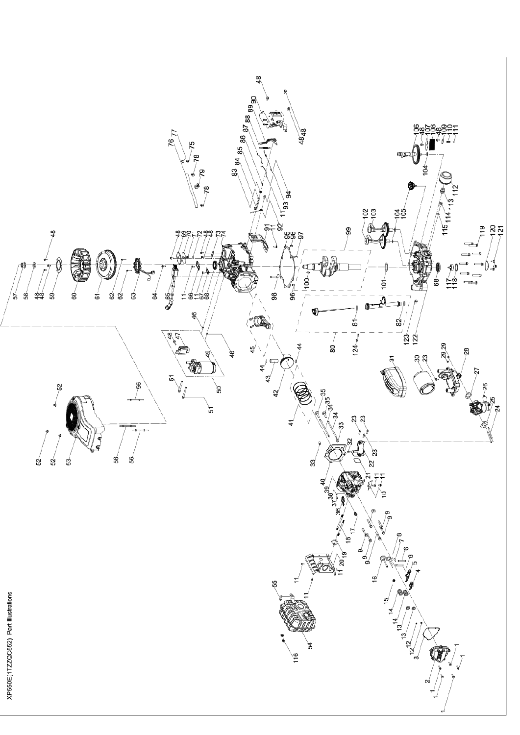# XP550E(1TZZQC552) Part Illustrations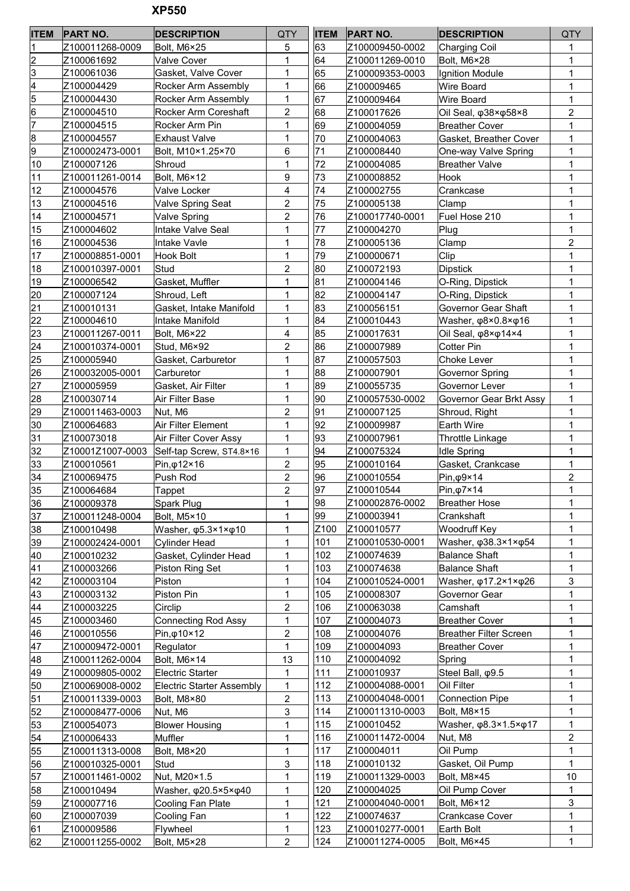**XP550**

| ITEM | PART NO. | DESCRIPTION | QTY |
|---|---|---|---|
| 1 | Z100011268-0009 | Bolt, M6×25 | 5 |
| 2 | Z100061692 | Valve Cover | 1 |
| 3 | Z100061036 | Gasket, Valve Cover | 1 |
| 4 | Z100004429 | Rocker Arm Assembly | 1 |
| 5 | Z100004430 | Rocker Arm Assembly | 1 |
| 6 | Z100004510 | Rocker Arm Coreshaft | 2 |
| 7 | Z100004515 | Rocker Arm Pin | 1 |
| 8 | Z100004557 | Exhaust Valve | 1 |
| 9 | Z100002473-0001 | Bolt, M10×1.25×70 | 6 |
| 10 | Z100007126 | Shroud | 1 |
| 11 | Z100011261-0014 | Bolt, M6×12 | 9 |
| 12 | Z100004576 | Valve Locker | 4 |
| 13 | Z100004516 | Valve Spring Seat | 2 |
| 14 | Z100004571 | Valve Spring | 2 |
| 15 | Z100004602 | Intake Valve Seal | 1 |
| 16 | Z100004536 | Intake Vavle | 1 |
| 17 | Z100008851-0001 | Hook Bolt | 1 |
| 18 | Z100010397-0001 | Stud | 2 |
| 19 | Z100006542 | Gasket, Muffler | 1 |
| 20 | Z100007124 | Shroud, Left | 1 |
| 21 | Z100010131 | Gasket, Intake Manifold | 1 |
| 22 | Z100004610 | Intake Manifold | 1 |
| 23 | Z100011267-0011 | Bolt, M6×22 | 4 |
| 24 | Z100010374-0001 | Stud, M6×92 | 2 |
| 25 | Z100005940 | Gasket, Carburetor | 1 |
| 26 | Z100032005-0001 | Carburetor | 1 |
| 27 | Z100005959 | Gasket, Air Filter | 1 |
| 28 | Z100030714 | Air Filter Base | 1 |
| 29 | Z100011463-0003 | Nut, M6 | 2 |
| 30 | Z100064683 | Air Filter Element | 1 |
| 31 | Z100073018 | Air Filter Cover Assy | 1 |
| 32 | Z10001Z1007-0003 | Self-tap Screw, ST4.8×16 | 1 |
| 33 | Z100010561 | Pin,φ12×16 | 2 |
| 34 | Z100069475 | Push Rod | 2 |
| 35 | Z100064684 | Tappet | 2 |
| 36 | Z100009378 | Spark Plug | 1 |
| 37 | Z100011248-0004 | Bolt, M5×10 | 1 |
| 38 | Z100010498 | Washer, φ5.3×1×φ10 | 1 |
| 39 | Z100002424-0001 | Cylinder Head | 1 |
| 40 | Z100010232 | Gasket, Cylinder Head | 1 |
| 41 | Z100003266 | Piston Ring Set | 1 |
| 42 | Z100003104 | Piston | 1 |
| 43 | Z100003132 | Piston Pin | 1 |
| 44 | Z100003225 | Circlip | 2 |
| 45 | Z100003460 | Connecting Rod Assy | 1 |
| 46 | Z100010556 | Pin,φ10×12 | 2 |
| 47 | Z100009472-0001 | Regulator | 1 |
| 48 | Z100011262-0004 | Bolt, M6×14 | 13 |
| 49 | Z100009805-0002 | Electric Starter | 1 |
| 50 | Z100069008-0002 | Electric Starter Assembly | 1 |
| 51 | Z100011339-0003 | Bolt, M8×80 | 2 |
| 52 | Z100008477-0006 | Nut, M6 | 3 |
| 53 | Z100054073 | Blower Housing | 1 |
| 54 | Z100006433 | Muffler | 1 |
| 55 | Z100011313-0008 | Bolt, M8×20 | 1 |
| 56 | Z100010325-0001 | Stud | 3 |
| 57 | Z100011461-0002 | Nut, M20×1.5 | 1 |
| 58 | Z100010494 | Washer, φ20.5×5×φ40 | 1 |
| 59 | Z100007716 | Cooling Fan Plate | 1 |
| 60 | Z100007039 | Cooling Fan | 1 |
| 61 | Z100009586 | Flywheel | 1 |
| 62 | Z100011255-0002 | Bolt, M5×28 | 2 |
| 63 | Z100009450-0002 | Charging Coil | 1 |
| 64 | Z100011269-0010 | Bolt, M6×28 | 1 |
| 65 | Z100009353-0003 | Ignition Module | 1 |
| 66 | Z100009465 | Wire Board | 1 |
| 67 | Z100009464 | Wire Board | 1 |
| 68 | Z100017626 | Oil Seal, φ38×φ58×8 | 2 |
| 69 | Z100004059 | Breather Cover | 1 |
| 70 | Z100004063 | Gasket, Breather Cover | 1 |
| 71 | Z100008440 | One-way Valve Spring | 1 |
| 72 | Z100004085 | Breather Valve | 1 |
| 73 | Z100008852 | Hook | 1 |
| 74 | Z100002755 | Crankcase | 1 |
| 75 | Z100005138 | Clamp | 1 |
| 76 | Z100017740-0001 | Fuel Hose 210 | 1 |
| 77 | Z100004270 | Plug | 1 |
| 78 | Z100005136 | Clamp | 2 |
| 79 | Z100000671 | Clip | 1 |
| 80 | Z100072193 | Dipstick | 1 |
| 81 | Z100004146 | O-Ring, Dipstick | 1 |
| 82 | Z100004147 | O-Ring, Dipstick | 1 |
| 83 | Z100056151 | Governor Gear Shaft | 1 |
| 84 | Z100010443 | Washer, φ8×0.8×φ16 | 1 |
| 85 | Z100017631 | Oil Seal, φ8×φ14×4 | 1 |
| 86 | Z100007989 | Cotter Pin | 1 |
| 87 | Z100057503 | Choke Lever | 1 |
| 88 | Z100007901 | Governor Spring | 1 |
| 89 | Z100055735 | Governor Lever | 1 |
| 90 | Z100057530-0002 | Governor Gear Brkt Assy | 1 |
| 91 | Z100007125 | Shroud, Right | 1 |
| 92 | Z100009987 | Earth Wire | 1 |
| 93 | Z100007961 | Throttle Linkage | 1 |
| 94 | Z100075324 | Idle Spring | 1 |
| 95 | Z100010164 | Gasket, Crankcase | 1 |
| 96 | Z100010554 | Pin,φ9×14 | 2 |
| 97 | Z100010544 | Pin,φ7×14 | 1 |
| 98 | Z100002876-0002 | Breather Hose | 1 |
| 99 | Z100003941 | Crankshaft | 1 |
| Z100 | Z100010577 | Woodruff Key | 1 |
| 101 | Z100010530-0001 | Washer, φ38.3×1×φ54 | 1 |
| 102 | Z100074639 | Balance Shaft | 1 |
| 103 | Z100074638 | Balance Shaft | 1 |
| 104 | Z100010524-0001 | Washer, φ17.2×1×φ26 | 3 |
| 105 | Z100008307 | Governor Gear | 1 |
| 106 | Z100063038 | Camshaft | 1 |
| 107 | Z100004073 | Breather Cover | 1 |
| 108 | Z100004076 | Breather Filter Screen | 1 |
| 109 | Z100004093 | Breather Cover | 1 |
| 110 | Z100004092 | Spring | 1 |
| 111 | Z100010937 | Steel Ball, φ9.5 | 1 |
| 112 | Z100004088-0001 | Oil Filter | 1 |
| 113 | Z100004048-0001 | Connection Pipe | 1 |
| 114 | Z100011310-0003 | Bolt, M8×15 | 1 |
| 115 | Z100010452 | Washer, φ8.3×1.5×φ17 | 1 |
| 116 | Z100011472-0004 | Nut, M8 | 2 |
| 117 | Z100004011 | Oil Pump | 1 |
| 118 | Z100010132 | Gasket, Oil Pump | 1 |
| 119 | Z100011329-0003 | Bolt, M8×45 | 10 |
| 120 | Z100004025 | Oil Pump Cover | 1 |
| 121 | Z100004040-0001 | Bolt, M6×12 | 3 |
| 122 | Z100074637 | Crankcase Cover | 1 |
| 123 | Z100010277-0001 | Earth Bolt | 1 |
| 124 | Z100011274-0005 | Bolt, M6×45 | 1 |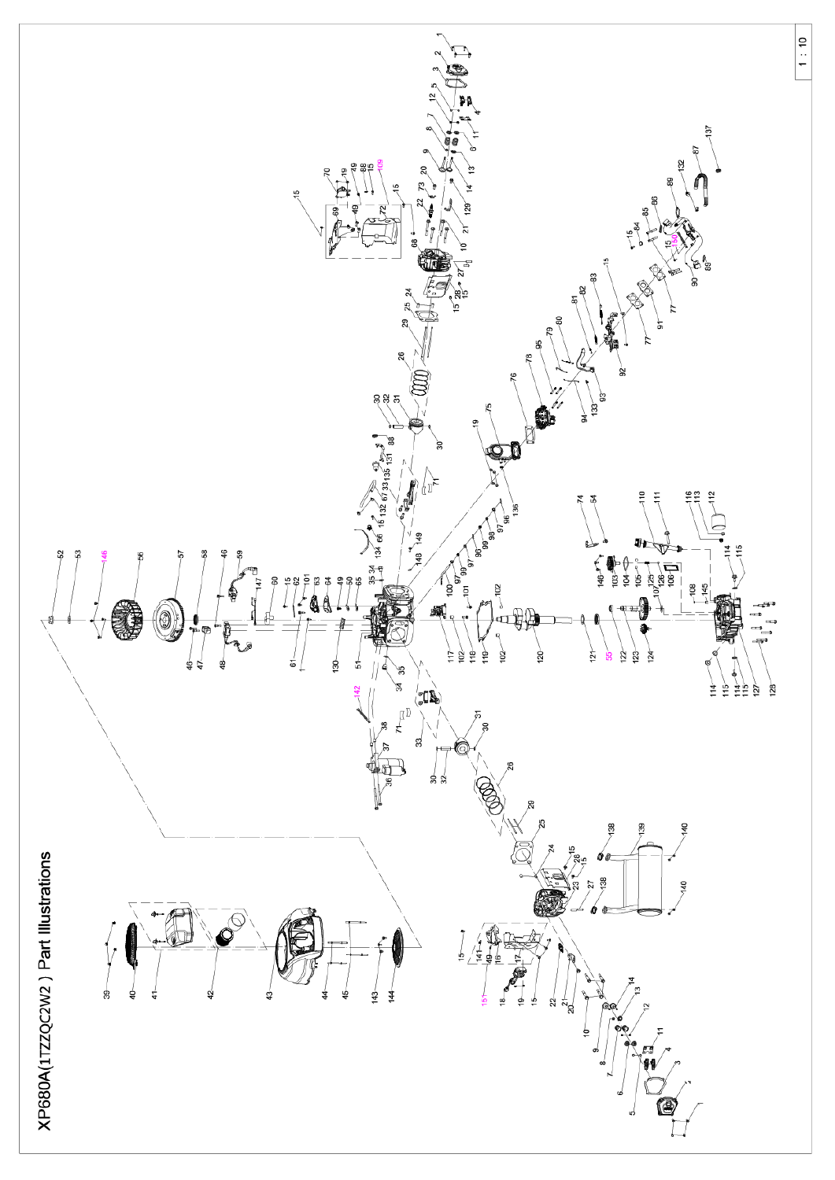# XP680A(1TZZQC2W2) Part Illustrations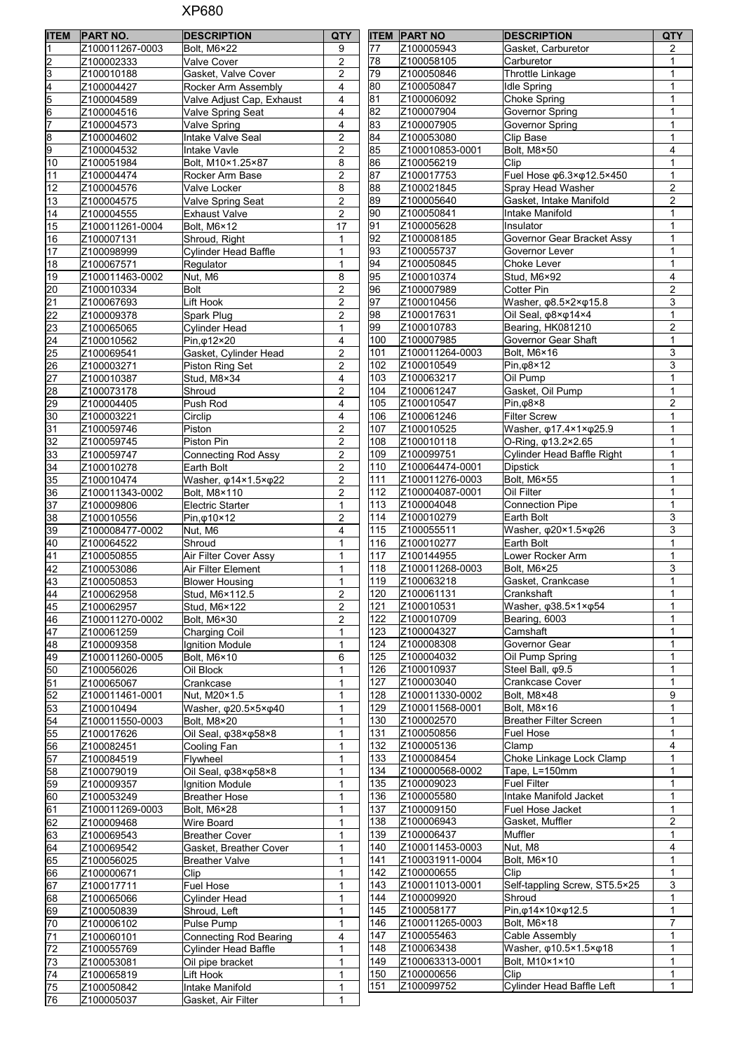# XP680

| ITEM | PART NO. | DESCRIPTION | QTY |
|---|---|---|---|
| 1 | Z100011267-0003 | Bolt, M6×22 | 9 |
| 2 | Z100002333 | Valve Cover | 2 |
| 3 | Z100010188 | Gasket, Valve Cover | 2 |
| 4 | Z100004427 | Rocker Arm Assembly | 4 |
| 5 | Z100004589 | Valve Adjust Cap, Exhaust | 4 |
| 6 | Z100004516 | Valve Spring Seat | 4 |
| 7 | Z100004573 | Valve Spring | 4 |
| 8 | Z100004602 | Intake Valve Seal | 2 |
| 9 | Z100004532 | Intake Vavle | 2 |
| 10 | Z100051984 | Bolt, M10×1.25×87 | 8 |
| 11 | Z100004474 | Rocker Arm Base | 2 |
| 12 | Z100004576 | Valve Locker | 8 |
| 13 | Z100004575 | Valve Spring Seat | 2 |
| 14 | Z100004555 | Exhaust Valve | 2 |
| 15 | Z100011261-0004 | Bolt, M6×12 | 17 |
| 16 | Z100007131 | Shroud, Right | 1 |
| 17 | Z100098999 | Cylinder Head Baffle | 1 |
| 18 | Z100067571 | Regulator | 1 |
| 19 | Z100011463-0002 | Nut, M6 | 8 |
| 20 | Z100010334 | Bolt | 2 |
| 21 | Z100067693 | Lift Hook | 2 |
| 22 | Z100009378 | Spark Plug | 2 |
| 23 | Z100065065 | Cylinder Head | 1 |
| 24 | Z100010562 | Pin,φ12×20 | 4 |
| 25 | Z100069541 | Gasket, Cylinder Head | 2 |
| 26 | Z100003271 | Piston Ring Set | 2 |
| 27 | Z100010387 | Stud, M8×34 | 4 |
| 28 | Z100073178 | Shroud | 2 |
| 29 | Z100004405 | Push Rod | 4 |
| 30 | Z100003221 | Circlip | 4 |
| 31 | Z100059746 | Piston | 2 |
| 32 | Z100059745 | Piston Pin | 2 |
| 33 | Z100059747 | Connecting Rod Assy | 2 |
| 34 | Z100010278 | Earth Bolt | 2 |
| 35 | Z100010474 | Washer, φ14×1.5×φ22 | 2 |
| 36 | Z100011343-0002 | Bolt, M8×110 | 2 |
| 37 | Z100009806 | Electric Starter | 1 |
| 38 | Z100010556 | Pin,φ10×12 | 2 |
| 39 | Z100008477-0002 | Nut, M6 | 4 |
| 40 | Z100064522 | Shroud | 1 |
| 41 | Z100050855 | Air Filter Cover Assy | 1 |
| 42 | Z100053086 | Air Filter Element | 1 |
| 43 | Z100050853 | Blower Housing | 1 |
| 44 | Z100062958 | Stud, M6×112.5 | 2 |
| 45 | Z100062957 | Stud, M6×122 | 2 |
| 46 | Z100011270-0002 | Bolt, M6×30 | 2 |
| 47 | Z100061259 | Charging Coil | 1 |
| 48 | Z100009358 | Ignition Module | 1 |
| 49 | Z100011260-0005 | Bolt, M6×10 | 6 |
| 50 | Z100056026 | Oil Block | 1 |
| 51 | Z100065067 | Crankcase | 1 |
| 52 | Z100011461-0001 | Nut, M20×1.5 | 1 |
| 53 | Z100010494 | Washer, φ20.5×5×φ40 | 1 |
| 54 | Z100011550-0003 | Bolt, M8×20 | 1 |
| 55 | Z100017626 | Oil Seal, φ38×φ58×8 | 1 |
| 56 | Z100082451 | Cooling Fan | 1 |
| 57 | Z100084519 | Flywheel | 1 |
| 58 | Z100079019 | Oil Seal, φ38×φ58×8 | 1 |
| 59 | Z100009357 | Ignition Module | 1 |
| 60 | Z100053249 | Breather Hose | 1 |
| 61 | Z100011269-0003 | Bolt, M6×28 | 1 |
| 62 | Z100009468 | Wire Board | 1 |
| 63 | Z100069543 | Breather Cover | 1 |
| 64 | Z100069542 | Gasket, Breather Cover | 1 |
| 65 | Z100056025 | Breather Valve | 1 |
| 66 | Z100000671 | Clip | 1 |
| 67 | Z100017711 | Fuel Hose | 1 |
| 68 | Z100065066 | Cylinder Head | 1 |
| 69 | Z100050839 | Shroud, Left | 1 |
| 70 | Z100006102 | Pulse Pump | 1 |
| 71 | Z100060101 | Connecting Rod Bearing | 4 |
| 72 | Z100055769 | Cylinder Head Baffle | 1 |
| 73 | Z100053081 | Oil pipe bracket | 1 |
| 74 | Z100065819 | Lift Hook | 1 |
| 75 | Z100050842 | Intake Manifold | 1 |
| 76 | Z100005037 | Gasket, Air Filter | 1 |
| 77 | Z100005943 | Gasket, Carburetor | 2 |
| 78 | Z100058105 | Carburetor | 1 |
| 79 | Z100050846 | Throttle Linkage | 1 |
| 80 | Z100050847 | Idle Spring | 1 |
| 81 | Z100006092 | Choke Spring | 1 |
| 82 | Z100007904 | Governor Spring | 1 |
| 83 | Z100007905 | Governor Spring | 1 |
| 84 | Z100053080 | Clip Base | 1 |
| 85 | Z100010853-0001 | Bolt, M8×50 | 4 |
| 86 | Z100056219 | Clip | 1 |
| 87 | Z100017753 | Fuel Hose φ6.3×φ12.5×450 | 1 |
| 88 | Z100021845 | Spray Head Washer | 2 |
| 89 | Z100005640 | Gasket, Intake Manifold | 2 |
| 90 | Z100050841 | Intake Manifold | 1 |
| 91 | Z100005628 | Insulator | 1 |
| 92 | Z100008185 | Governor Gear Bracket Assy | 1 |
| 93 | Z100055737 | Governor Lever | 1 |
| 94 | Z100050845 | Choke Lever | 1 |
| 95 | Z100010374 | Stud, M6×92 | 4 |
| 96 | Z100007989 | Cotter Pin | 2 |
| 97 | Z100010456 | Washer, φ8.5×2×φ15.8 | 3 |
| 98 | Z100017631 | Oil Seal, φ8×φ14×4 | 1 |
| 99 | Z100010783 | Bearing, HK081210 | 2 |
| 100 | Z100007985 | Governor Gear Shaft | 1 |
| 101 | Z100011264-0003 | Bolt, M6×16 | 3 |
| 102 | Z100010549 | Pin,φ8×12 | 3 |
| 103 | Z100063217 | Oil Pump | 1 |
| 104 | Z100061247 | Gasket, Oil Pump | 1 |
| 105 | Z100010547 | Pin,φ8×8 | 2 |
| 106 | Z100061246 | Filter Screw | 1 |
| 107 | Z100010525 | Washer, φ17.4×1×φ25.9 | 1 |
| 108 | Z100010118 | O-Ring, φ13.2×2.65 | 1 |
| 109 | Z100099751 | Cylinder Head Baffle Right | 1 |
| 110 | Z100064474-0001 | Dipstick | 1 |
| 111 | Z100011276-0003 | Bolt, M6×55 | 1 |
| 112 | Z100004087-0001 | Oil Filter | 1 |
| 113 | Z100004048 | Connection Pipe | 1 |
| 114 | Z100010279 | Earth Bolt | 3 |
| 115 | Z100055511 | Washer, φ20×1.5×φ26 | 3 |
| 116 | Z100010277 | Earth Bolt | 1 |
| 117 | Z100144955 | Lower Rocker Arm | 1 |
| 118 | Z100011268-0003 | Bolt, M6×25 | 3 |
| 119 | Z100063218 | Gasket, Crankcase | 1 |
| 120 | Z100061131 | Crankshaft | 1 |
| 121 | Z100010531 | Washer, φ38.5×1×φ54 | 1 |
| 122 | Z100010709 | Bearing, 6003 | 1 |
| 123 | Z100004327 | Camshaft | 1 |
| 124 | Z100008308 | Governor Gear | 1 |
| 125 | Z100004032 | Oil Pump Spring | 1 |
| 126 | Z100010937 | Steel Ball, φ9.5 | 1 |
| 127 | Z100003040 | Crankcase Cover | 1 |
| 128 | Z100011330-0002 | Bolt, M8×48 | 9 |
| 129 | Z100011568-0001 | Bolt, M8×16 | 1 |
| 130 | Z100002570 | Breather Filter Screen | 1 |
| 131 | Z100050856 | Fuel Hose | 1 |
| 132 | Z100005136 | Clamp | 4 |
| 133 | Z100008454 | Choke Linkage Lock Clamp | 1 |
| 134 | Z100000568-0002 | Tape, L=150mm | 1 |
| 135 | Z100009023 | Fuel Filter | 1 |
| 136 | Z100005580 | Intake Manifold Jacket | 1 |
| 137 | Z100009150 | Fuel Hose Jacket | 1 |
| 138 | Z100006943 | Gasket, Muffler | 2 |
| 139 | Z100006437 | Muffler | 1 |
| 140 | Z100011453-0003 | Nut, M8 | 4 |
| 141 | Z100031911-0004 | Bolt, M6×10 | 1 |
| 142 | Z100000655 | Clip | 1 |
| 143 | Z100011013-0001 | Self-tappling Screw, ST5.5×25 | 3 |
| 144 | Z100009920 | Shroud | 1 |
| 145 | Z100058177 | Pin,φ14×10×φ12.5 | 1 |
| 146 | Z100011265-0003 | Bolt, M6×18 | 7 |
| 147 | Z100055463 | Cable Assembly | 1 |
| 148 | Z100063438 | Washer, φ10.5×1.5×φ18 | 1 |
| 149 | Z100063313-0001 | Bolt, M10×1×10 | 1 |
| 150 | Z100000656 | Clip | 1 |
| 151 | Z100099752 | Cylinder Head Baffle Left | 1 |